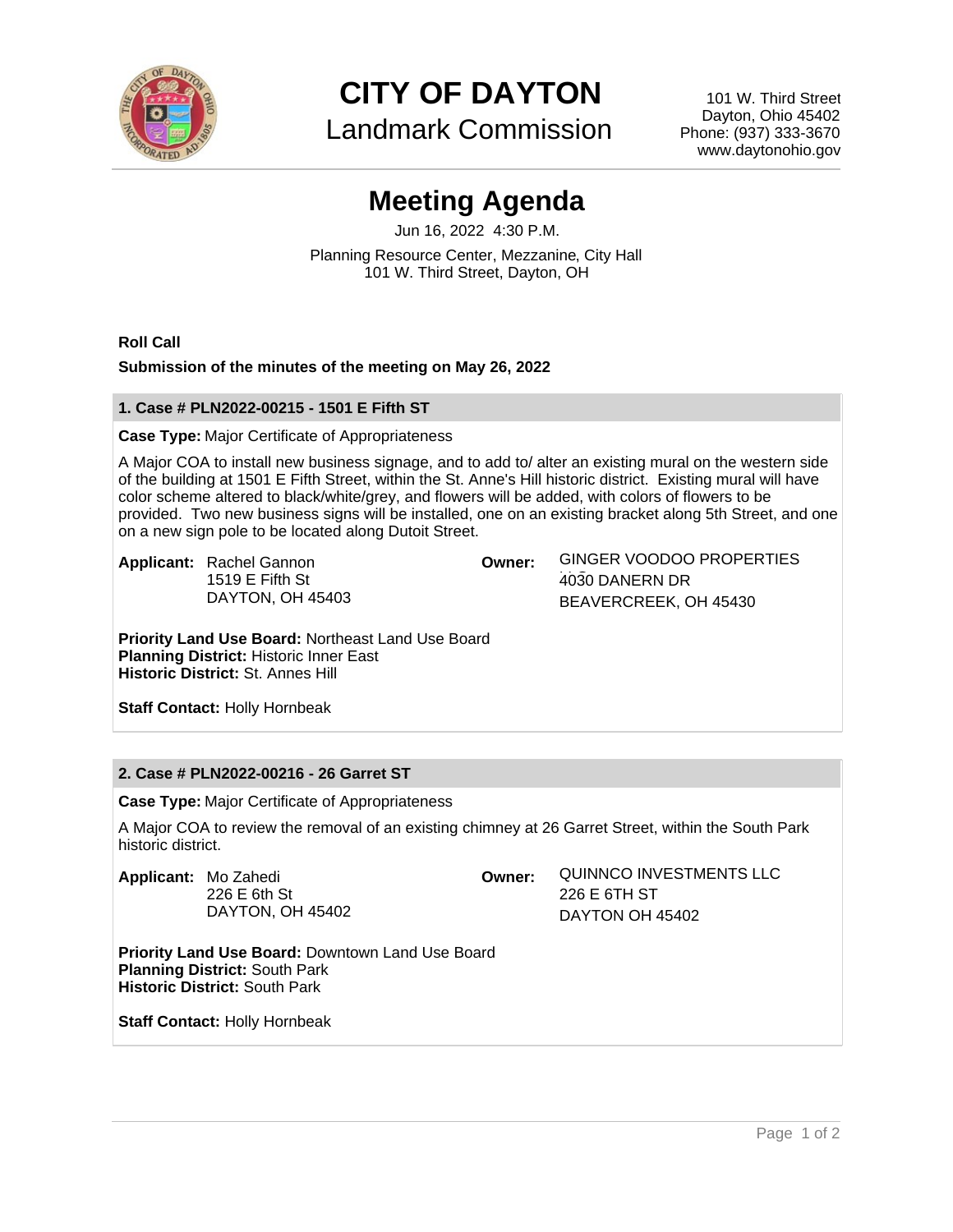# CITY OF DAYTON

## Landmark Commission

101 W. Third Street
Dayton, Ohio 45402
Phone: (937) 333-3670
www.daytonohio.gov

# Meeting Agenda

Jun 16, 2022 4:30 P.M.

Planning Resource Center, Mezzanine, City Hall
101 W. Third Street, Dayton, OH

**Roll Call**

**Submission of the minutes of the meeting on May 26, 2022**

### 1. Case # PLN2022-00215 - 1501 E Fifth ST

**Case Type:** Major Certificate of Appropriateness

A Major COA to install new business signage, and to add to/ alter an existing mural on the western side of the building at 1501 E Fifth Street, within the St. Anne's Hill historic district. Existing mural will have color scheme altered to black/white/grey, and flowers will be added, with colors of flowers to be provided. Two new business signs will be installed, one on an existing bracket along 5th Street, and one on a new sign pole to be located along Dutoit Street.

**Applicant:** Rachel Gannon
1519 E Fifth St
DAYTON, OH 45403

**Owner:** GINGER VOODOO PROPERTIES
4030 DANERN DR
BEAVERCREEK, OH 45430

**Priority Land Use Board:** Northeast Land Use Board
**Planning District:** Historic Inner East
**Historic District:** St. Annes Hill

**Staff Contact:** Holly Hornbeak

### 2. Case # PLN2022-00216 - 26 Garret ST

**Case Type:** Major Certificate of Appropriateness

A Major COA to review the removal of an existing chimney at 26 Garret Street, within the South Park historic district.

**Applicant:** Mo Zahedi
226 E 6th St
DAYTON, OH 45402

**Owner:** QUINNCO INVESTMENTS LLC
226 E 6TH ST
DAYTON OH 45402

**Priority Land Use Board:** Downtown Land Use Board
**Planning District:** South Park
**Historic District:** South Park

**Staff Contact:** Holly Hornbeak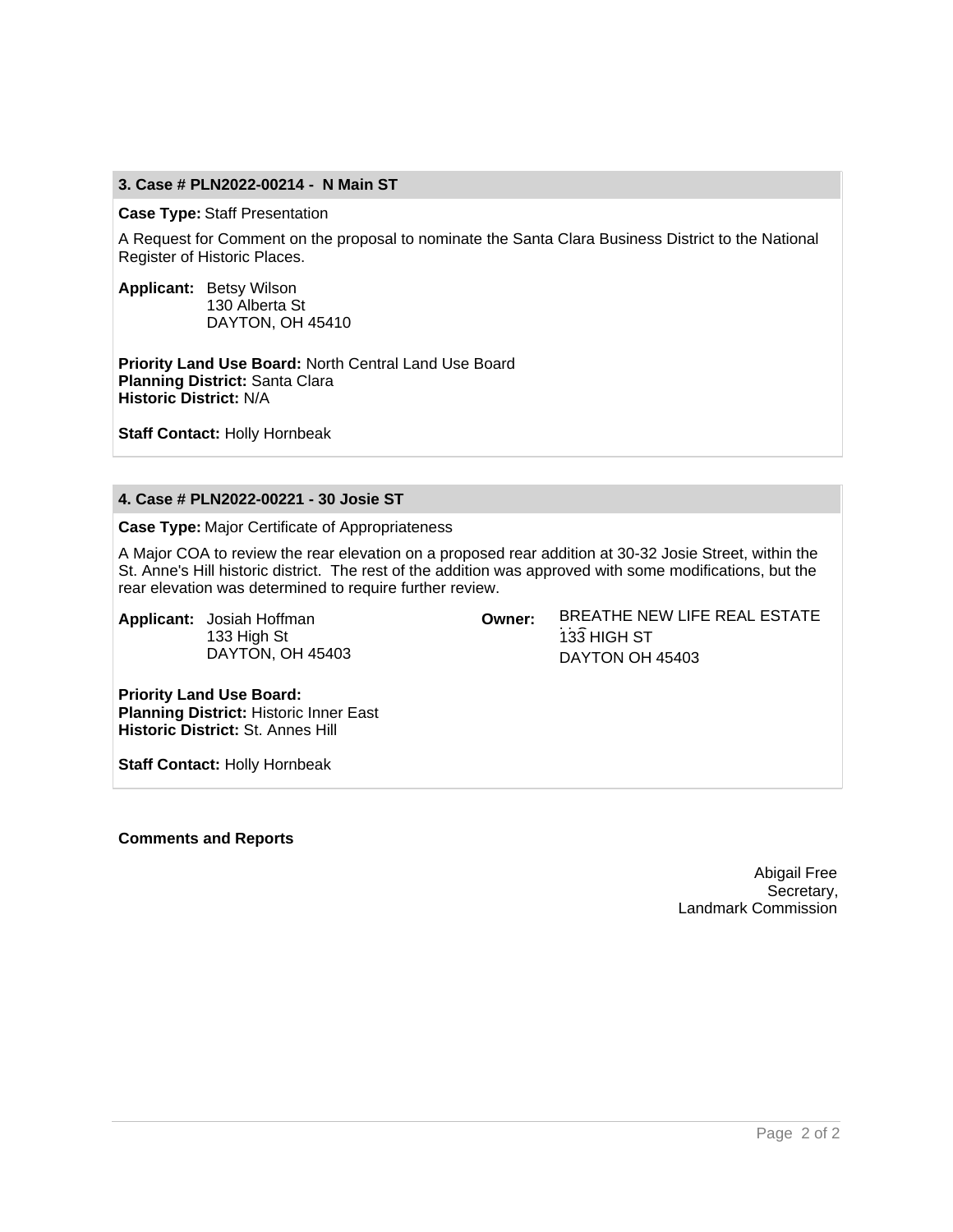### 3. Case # PLN2022-00214 - N Main ST

**Case Type:** Staff Presentation

A Request for Comment on the proposal to nominate the Santa Clara Business District to the National Register of Historic Places.

**Applicant:** Betsy Wilson
130 Alberta St
DAYTON, OH 45410

**Priority Land Use Board:** North Central Land Use Board
**Planning District:** Santa Clara
**Historic District:** N/A

**Staff Contact:** Holly Hornbeak

### 4. Case # PLN2022-00221 - 30 Josie ST

**Case Type:** Major Certificate of Appropriateness

A Major COA to review the rear elevation on a proposed rear addition at 30-32 Josie Street, within the St. Anne's Hill historic district. The rest of the addition was approved with some modifications, but the rear elevation was determined to require further review.

**Applicant:** Josiah Hoffman
133 High St
DAYTON, OH 45403

**Owner:** BREATHE NEW LIFE REAL ESTATE LLC
133 HIGH ST
DAYTON OH 45403

**Priority Land Use Board:**
**Planning District:** Historic Inner East
**Historic District:** St. Annes Hill

**Staff Contact:** Holly Hornbeak

**Comments and Reports**

Abigail Free
Secretary,
Landmark Commission